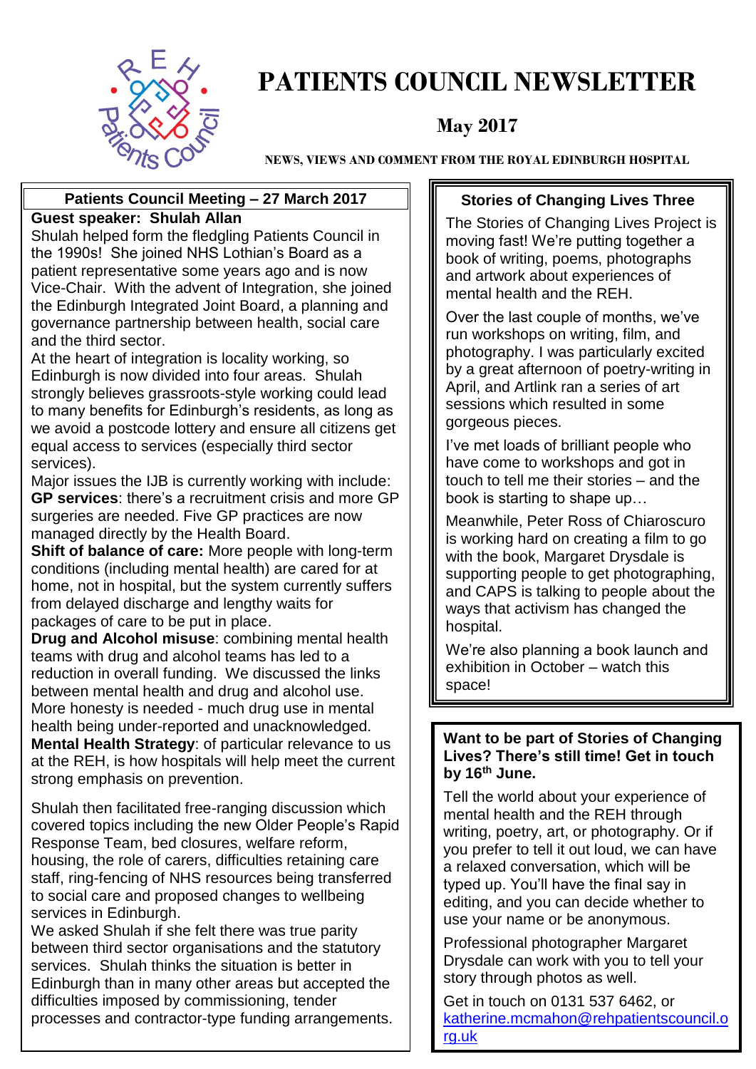# PATIENTS COUNCIL NEWSLETTER

## May 2017

**NEWS, VIEWS AND COMMENT FROM THE ROYAL EDINBURGH HOSPITAL**

### Patients Council Meeting – 27 March 2017

**Guest speaker: Shulah Allan**

Shulah helped form the fledgling Patients Council in the 1990s! She joined NHS Lothian's Board as a patient representative some years ago and is now Vice-Chair. With the advent of Integration, she joined the Edinburgh Integrated Joint Board, a planning and governance partnership between health, social care and the third sector.

At the heart of integration is locality working, so Edinburgh is now divided into four areas. Shulah strongly believes grassroots-style working could lead to many benefits for Edinburgh's residents, as long as we avoid a postcode lottery and ensure all citizens get equal access to services (especially third sector services).

Major issues the IJB is currently working with include:

**GP services**: there's a recruitment crisis and more GP surgeries are needed. Five GP practices are now managed directly by the Health Board.

**Shift of balance of care:** More people with long-term conditions (including mental health) are cared for at home, not in hospital, but the system currently suffers from delayed discharge and lengthy waits for packages of care to be put in place.

**Drug and Alcohol misuse**: combining mental health teams with drug and alcohol teams has led to a reduction in overall funding. We discussed the links between mental health and drug and alcohol use. More honesty is needed - much drug use in mental health being under-reported and unacknowledged.

**Mental Health Strategy**: of particular relevance to us at the REH, is how hospitals will help meet the current strong emphasis on prevention.

Shulah then facilitated free-ranging discussion which covered topics including the new Older People's Rapid Response Team, bed closures, welfare reform, housing, the role of carers, difficulties retaining care staff, ring-fencing of NHS resources being transferred to social care and proposed changes to wellbeing services in Edinburgh.

We asked Shulah if she felt there was true parity between third sector organisations and the statutory services. Shulah thinks the situation is better in Edinburgh than in many other areas but accepted the difficulties imposed by commissioning, tender processes and contractor-type funding arrangements.

### Stories of Changing Lives Three

The Stories of Changing Lives Project is moving fast! We're putting together a book of writing, poems, photographs and artwork about experiences of mental health and the REH.

Over the last couple of months, we've run workshops on writing, film, and photography. I was particularly excited by a great afternoon of poetry-writing in April, and Artlink ran a series of art sessions which resulted in some gorgeous pieces.

I've met loads of brilliant people who have come to workshops and got in touch to tell me their stories – and the book is starting to shape up…

Meanwhile, Peter Ross of Chiaroscuro is working hard on creating a film to go with the book, Margaret Drysdale is supporting people to get photographing, and CAPS is talking to people about the ways that activism has changed the hospital.

We're also planning a book launch and exhibition in October – watch this space!

### Want to be part of Stories of Changing Lives? There's still time! Get in touch by 16th June.

Tell the world about your experience of mental health and the REH through writing, poetry, art, or photography. Or if you prefer to tell it out loud, we can have a relaxed conversation, which will be typed up. You'll have the final say in editing, and you can decide whether to use your name or be anonymous.

Professional photographer Margaret Drysdale can work with you to tell your story through photos as well.

Get in touch on 0131 537 6462, or katherine.mcmahon@rehpatientscouncil.org.uk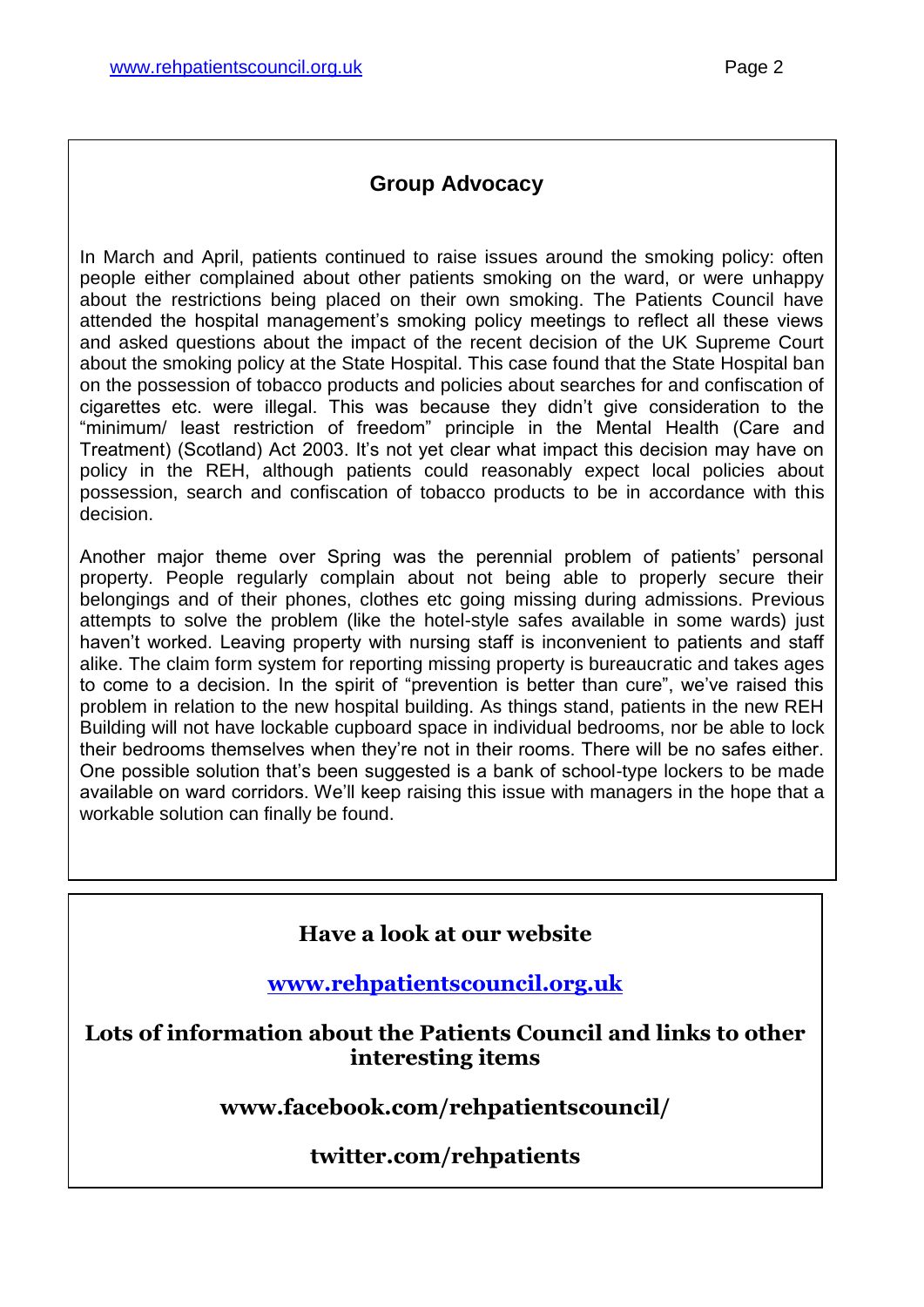## Group Advocacy

In March and April, patients continued to raise issues around the smoking policy: often people either complained about other patients smoking on the ward, or were unhappy about the restrictions being placed on their own smoking. The Patients Council have attended the hospital management's smoking policy meetings to reflect all these views and asked questions about the impact of the recent decision of the UK Supreme Court about the smoking policy at the State Hospital. This case found that the State Hospital ban on the possession of tobacco products and policies about searches for and confiscation of cigarettes etc. were illegal. This was because they didn't give consideration to the "minimum/ least restriction of freedom" principle in the Mental Health (Care and Treatment) (Scotland) Act 2003. It's not yet clear what impact this decision may have on policy in the REH, although patients could reasonably expect local policies about possession, search and confiscation of tobacco products to be in accordance with this decision.

Another major theme over Spring was the perennial problem of patients' personal property. People regularly complain about not being able to properly secure their belongings and of their phones, clothes etc going missing during admissions. Previous attempts to solve the problem (like the hotel-style safes available in some wards) just haven't worked. Leaving property with nursing staff is inconvenient to patients and staff alike. The claim form system for reporting missing property is bureaucratic and takes ages to come to a decision. In the spirit of "prevention is better than cure", we've raised this problem in relation to the new hospital building. As things stand, patients in the new REH Building will not have lockable cupboard space in individual bedrooms, nor be able to lock their bedrooms themselves when they're not in their rooms. There will be no safes either. One possible solution that's been suggested is a bank of school-type lockers to be made available on ward corridors. We'll keep raising this issue with managers in the hope that a workable solution can finally be found.

**Have a look at our website**

**www.rehpatientscouncil.org.uk**

**Lots of information about the Patients Council and links to other interesting items**

**www.facebook.com/rehpatientscouncil/**

**twitter.com/rehpatients**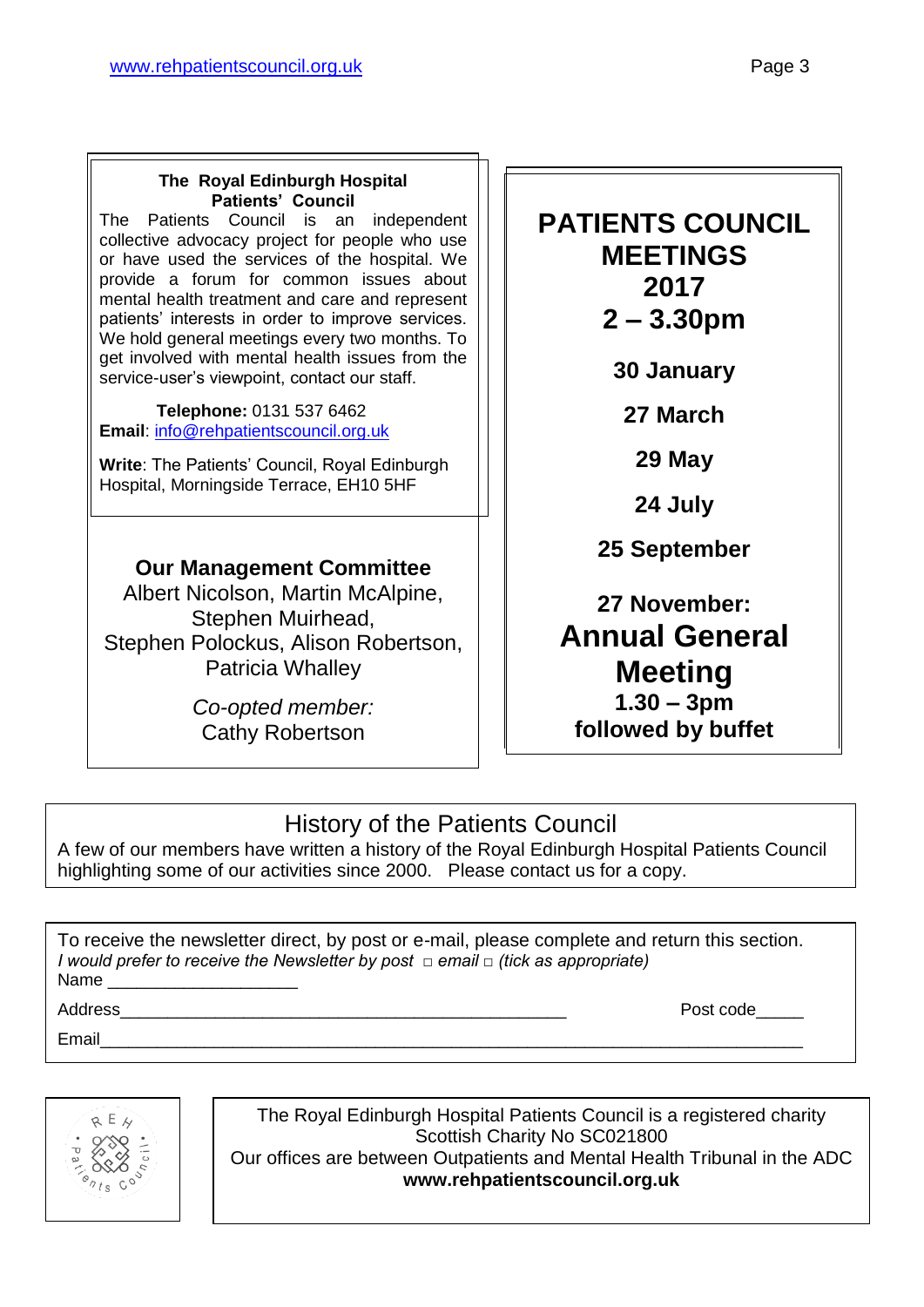## The Royal Edinburgh Hospital Patients' Council

The Patients Council is an independent collective advocacy project for people who use or have used the services of the hospital. We provide a forum for common issues about mental health treatment and care and represent patients' interests in order to improve services. We hold general meetings every two months. To get involved with mental health issues from the service-user's viewpoint, contact our staff.

**Telephone:** 0131 537 6462
**Email**: info@rehpatientscouncil.org.uk

**Write**: The Patients' Council, Royal Edinburgh Hospital, Morningside Terrace, EH10 5HF

### Our Management Committee

Albert Nicolson, Martin McAlpine, Stephen Muirhead, Stephen Polockus, Alison Robertson, Patricia Whalley

*Co-opted member:*
Cathy Robertson

## PATIENTS COUNCIL MEETINGS 2017 2 – 3.30pm

**30 January**

**27 March**

**29 May**

**24 July**

**25 September**

**27 November:**
**Annual General Meeting**
**1.30 – 3pm**
**followed by buffet**

## History of the Patients Council

A few of our members have written a history of the Royal Edinburgh Hospital Patients Council highlighting some of our activities since 2000. Please contact us for a copy.

To receive the newsletter direct, by post or e-mail, please complete and return this section.
*I would prefer to receive the Newsletter by post □ email □ (tick as appropriate)*

Name ____________________

Address________________________________________________ Post code_____

Email____________________________________________________________________

The Royal Edinburgh Hospital Patients Council is a registered charity
Scottish Charity No SC021800
Our offices are between Outpatients and Mental Health Tribunal in the ADC
**www.rehpatientscouncil.org.uk**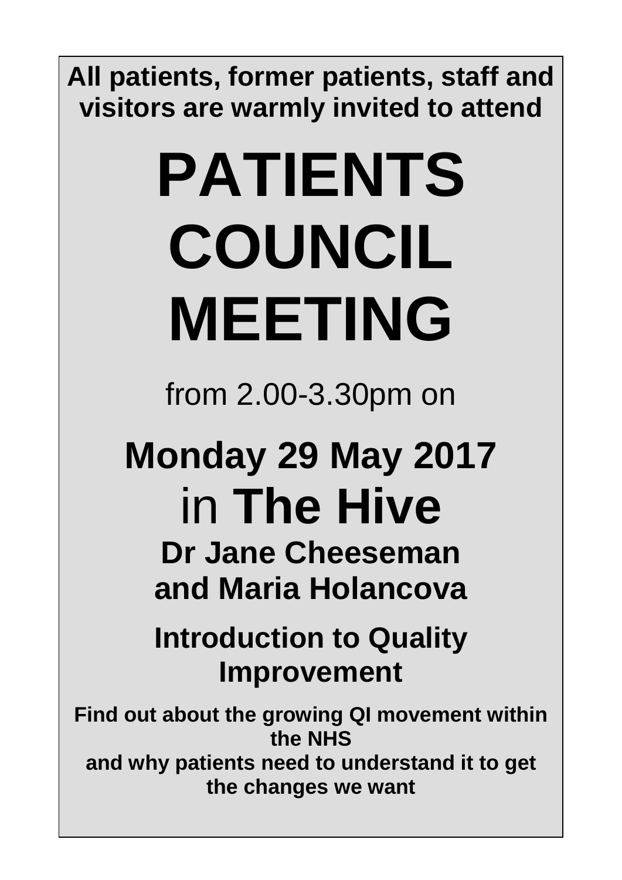**All patients, former patients, staff and visitors are warmly invited to attend**

# PATIENTS COUNCIL MEETING

from 2.00-3.30pm on

## Monday 29 May 2017

## in **The Hive**

### Dr Jane Cheeseman and Maria Holancova

### Introduction to Quality Improvement

**Find out about the growing QI movement within the NHS and why patients need to understand it to get the changes we want**